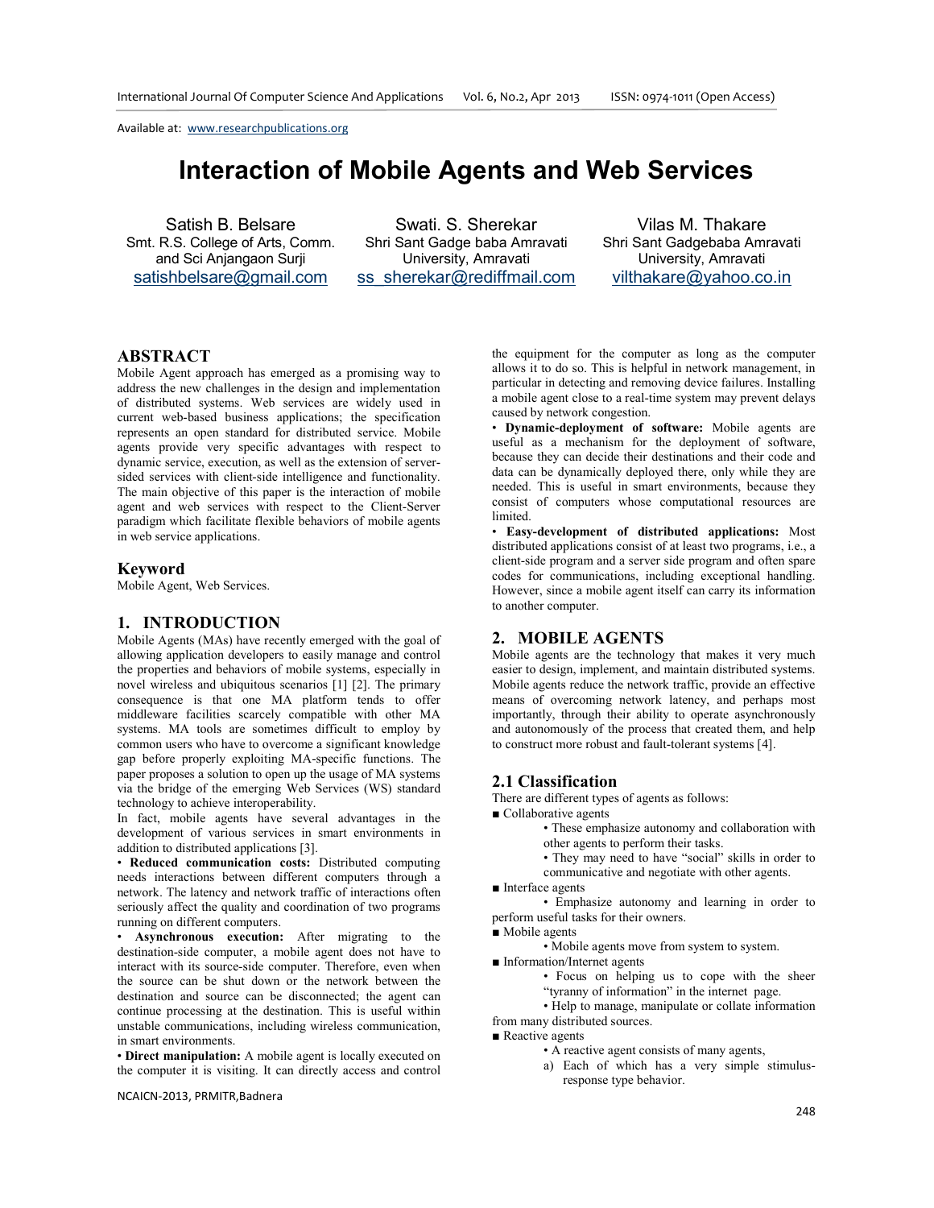Available at: www.researchpublications.org

# Interaction of Mobile Agents and Web Services

Satish B. Belsare
Smt. R.S. College of Arts, Comm. and Sci Anjangaon Surji
satishbelsare@gmail.com

Swati. S. Sherekar
Shri Sant Gadge baba Amravati University, Amravati
ss_sherekar@rediffmail.com

Vilas M. Thakare
Shri Sant Gadgebaba Amravati University, Amravati
vilthakare@yahoo.co.in

## ABSTRACT

Mobile Agent approach has emerged as a promising way to address the new challenges in the design and implementation of distributed systems. Web services are widely used in current web-based business applications; the specification represents an open standard for distributed service. Mobile agents provide very specific advantages with respect to dynamic service, execution, as well as the extension of server-sided services with client-side intelligence and functionality. The main objective of this paper is the interaction of mobile agent and web services with respect to the Client-Server paradigm which facilitate flexible behaviors of mobile agents in web service applications.

## Keyword

Mobile Agent, Web Services.

## 1. INTRODUCTION

Mobile Agents (MAs) have recently emerged with the goal of allowing application developers to easily manage and control the properties and behaviors of mobile systems, especially in novel wireless and ubiquitous scenarios [1] [2]. The primary consequence is that one MA platform tends to offer middleware facilities scarcely compatible with other MA systems. MA tools are sometimes difficult to employ by common users who have to overcome a significant knowledge gap before properly exploiting MA-specific functions. The paper proposes a solution to open up the usage of MA systems via the bridge of the emerging Web Services (WS) standard technology to achieve interoperability.

In fact, mobile agents have several advantages in the development of various services in smart environments in addition to distributed applications [3].

• **Reduced communication costs:** Distributed computing needs interactions between different computers through a network. The latency and network traffic of interactions often seriously affect the quality and coordination of two programs running on different computers.

• **Asynchronous execution:** After migrating to the destination-side computer, a mobile agent does not have to interact with its source-side computer. Therefore, even when the source can be shut down or the network between the destination and source can be disconnected; the agent can continue processing at the destination. This is useful within unstable communications, including wireless communication, in smart environments.

• **Direct manipulation:** A mobile agent is locally executed on the computer it is visiting. It can directly access and control the equipment for the computer as long as the computer allows it to do so. This is helpful in network management, in particular in detecting and removing device failures. Installing a mobile agent close to a real-time system may prevent delays caused by network congestion.

• **Dynamic-deployment of software:** Mobile agents are useful as a mechanism for the deployment of software, because they can decide their destinations and their code and data can be dynamically deployed there, only while they are needed. This is useful in smart environments, because they consist of computers whose computational resources are limited.

• **Easy-development of distributed applications:** Most distributed applications consist of at least two programs, i.e., a client-side program and a server side program and often spare codes for communications, including exceptional handling. However, since a mobile agent itself can carry its information to another computer.

## 2. MOBILE AGENTS

Mobile agents are the technology that makes it very much easier to design, implement, and maintain distributed systems. Mobile agents reduce the network traffic, provide an effective means of overcoming network latency, and perhaps most importantly, through their ability to operate asynchronously and autonomously of the process that created them, and help to construct more robust and fault-tolerant systems [4].

### 2.1 Classification

There are different types of agents as follows:

■ Collaborative agents
- These emphasize autonomy and collaboration with other agents to perform their tasks.
- They may need to have "social" skills in order to communicative and negotiate with other agents.

■ Interface agents
- Emphasize autonomy and learning in order to perform useful tasks for their owners.

■ Mobile agents
- Mobile agents move from system to system.

■ Information/Internet agents
- Focus on helping us to cope with the sheer "tyranny of information" in the internet page.
- Help to manage, manipulate or collate information from many distributed sources.

■ Reactive agents
- A reactive agent consists of many agents,

a) Each of which has a very simple stimulus-response type behavior.

NCAICN-2013, PRMITR,Badnera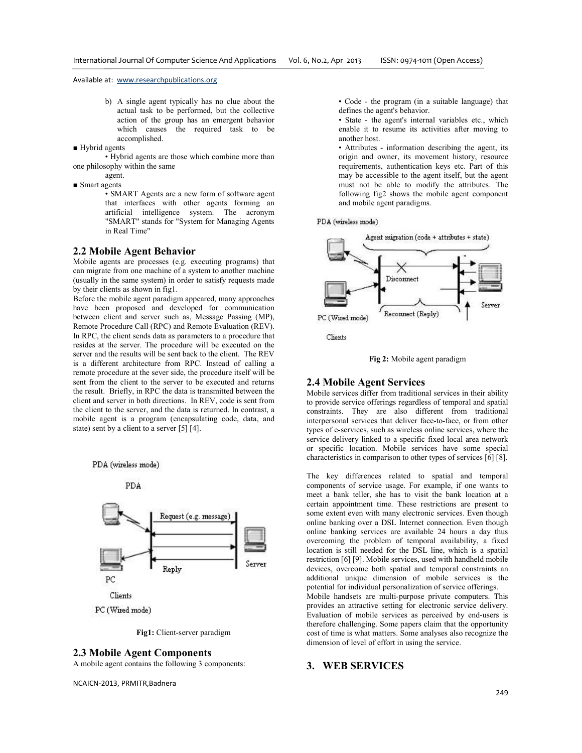b) A single agent typically has no clue about the actual task to be performed, but the collective action of the group has an emergent behavior which causes the required task to be accomplished.

■ Hybrid agents

• Hybrid agents are those which combine more than one philosophy within the same agent.

■ Smart agents

• SMART Agents are a new form of software agent that interfaces with other agents forming an artificial intelligence system. The acronym "SMART" stands for "System for Managing Agents in Real Time"

## 2.2 Mobile Agent Behavior

Mobile agents are processes (e.g. executing programs) that can migrate from one machine of a system to another machine (usually in the same system) in order to satisfy requests made by their clients as shown in fig1.

Before the mobile agent paradigm appeared, many approaches have been proposed and developed for communication between client and server such as, Message Passing (MP), Remote Procedure Call (RPC) and Remote Evaluation (REV). In RPC, the client sends data as parameters to a procedure that resides at the server. The procedure will be executed on the server and the results will be sent back to the client. The REV is a different architecture from RPC. Instead of calling a remote procedure at the sever side, the procedure itself will be sent from the client to the server to be executed and returns the result. Briefly, in RPC the data is transmitted between the client and server in both directions. In REV, code is sent from the client to the server, and the data is returned. In contrast, a mobile agent is a program (encapsulating code, data, and state) sent by a client to a server [5] [4].

PDA (wireless mode)

PDA

Request (e.g. message)

Server

Reply

PC

Clients

PC (Wired mode)

**Fig1:** Client-server paradigm

## 2.3 Mobile Agent Components

A mobile agent contains the following 3 components:

• Code - the program (in a suitable language) that defines the agent's behavior.

• State - the agent's internal variables etc., which enable it to resume its activities after moving to another host.

• Attributes - information describing the agent, its origin and owner, its movement history, resource requirements, authentication keys etc. Part of this may be accessible to the agent itself, but the agent must not be able to modify the attributes. The following fig2 shows the mobile agent component and mobile agent paradigms.

PDA (wireless mode)

Agent migration (code + attributes + state)

Disconnect

Server

PC (Wired mode)

Reconnect (Reply)

Clients

**Fig 2:** Mobile agent paradigm

## 2.4 Mobile Agent Services

Mobile services differ from traditional services in their ability to provide service offerings regardless of temporal and spatial constraints. They are also different from traditional interpersonal services that deliver face-to-face, or from other types of e-services, such as wireless online services, where the service delivery linked to a specific fixed local area network or specific location. Mobile services have some special characteristics in comparison to other types of services [6] [8].

The key differences related to spatial and temporal components of service usage. For example, if one wants to meet a bank teller, she has to visit the bank location at a certain appointment time. These restrictions are present to some extent even with many electronic services. Even though online banking over a DSL Internet connection. Even though online banking services are available 24 hours a day thus overcoming the problem of temporal availability, a fixed location is still needed for the DSL line, which is a spatial restriction [6] [9]. Mobile services, used with handheld mobile devices, overcome both spatial and temporal constraints an additional unique dimension of mobile services is the potential for individual personalization of service offerings.

Mobile handsets are multi-purpose private computers. This provides an attractive setting for electronic service delivery. Evaluation of mobile services as perceived by end-users is therefore challenging. Some papers claim that the opportunity cost of time is what matters. Some analyses also recognize the dimension of level of effort in using the service.

# 3. WEB SERVICES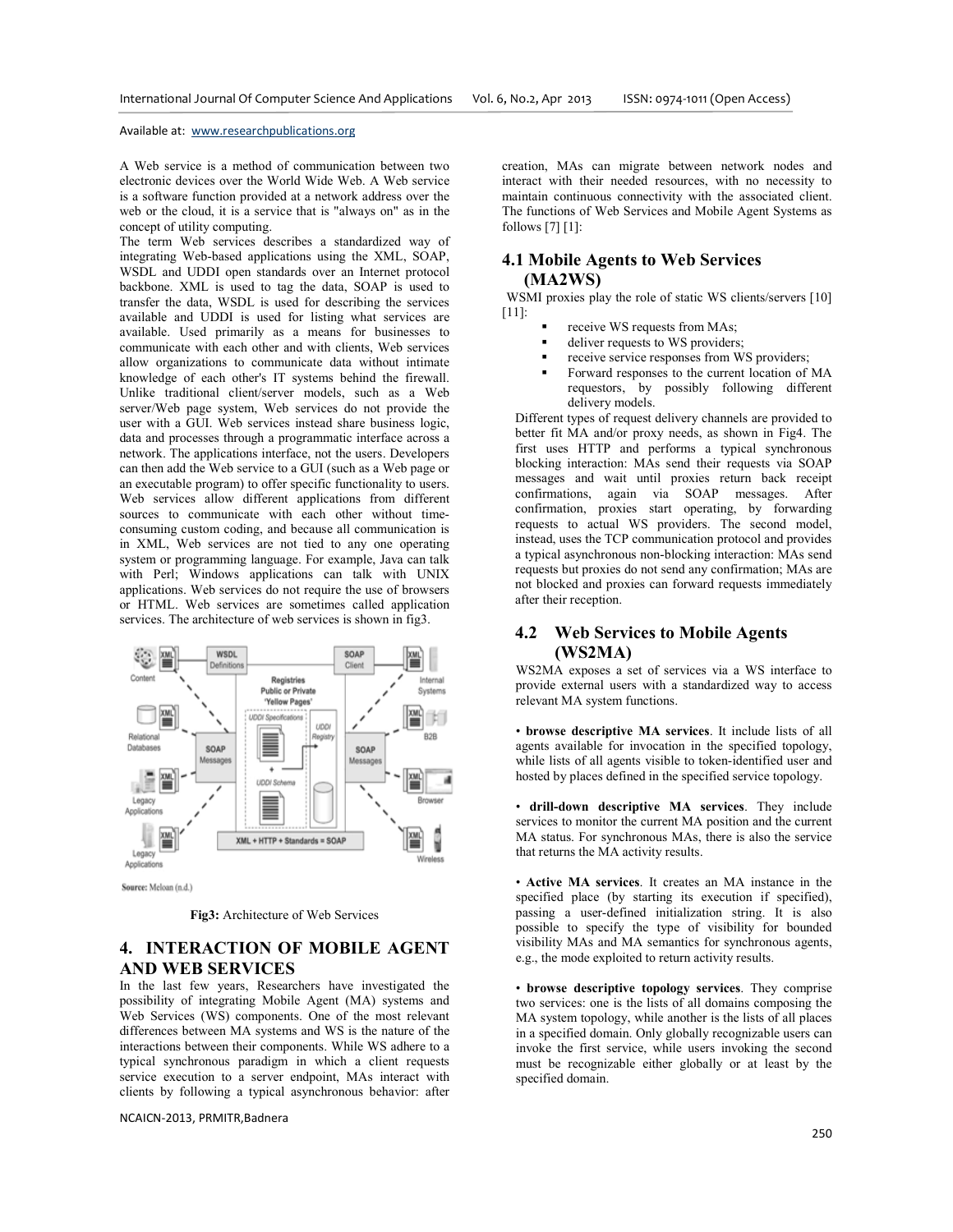A Web service is a method of communication between two electronic devices over the World Wide Web. A Web service is a software function provided at a network address over the web or the cloud, it is a service that is "always on" as in the concept of utility computing.

The term Web services describes a standardized way of integrating Web-based applications using the XML, SOAP, WSDL and UDDI open standards over an Internet protocol backbone. XML is used to tag the data, SOAP is used to transfer the data, WSDL is used for describing the services available and UDDI is used for listing what services are available. Used primarily as a means for businesses to communicate with each other and with clients, Web services allow organizations to communicate data without intimate knowledge of each other's IT systems behind the firewall. Unlike traditional client/server models, such as a Web server/Web page system, Web services do not provide the user with a GUI. Web services instead share business logic, data and processes through a programmatic interface across a network. The applications interface, not the users. Developers can then add the Web service to a GUI (such as a Web page or an executable program) to offer specific functionality to users. Web services allow different applications from different sources to communicate with each other without time-consuming custom coding, and because all communication is in XML, Web services are not tied to any one operating system or programming language. For example, Java can talk with Perl; Windows applications can talk with UNIX applications. Web services do not require the use of browsers or HTML. Web services are sometimes called application services. The architecture of web services is shown in fig3.

Source: Mcloan (n.d.)

**Fig3:** Architecture of Web Services

## 4. INTERACTION OF MOBILE AGENT AND WEB SERVICES

In the last few years, Researchers have investigated the possibility of integrating Mobile Agent (MA) systems and Web Services (WS) components. One of the most relevant differences between MA systems and WS is the nature of the interactions between their components. While WS adhere to a typical synchronous paradigm in which a client requests service execution to a server endpoint, MAs interact with clients by following a typical asynchronous behavior: after creation, MAs can migrate between network nodes and interact with their needed resources, with no necessity to maintain continuous connectivity with the associated client. The functions of Web Services and Mobile Agent Systems as follows [7] [1]:

### 4.1 Mobile Agents to Web Services (MA2WS)

WSMI proxies play the role of static WS clients/servers [10] [11]:

- receive WS requests from MAs;
- deliver requests to WS providers;
- receive service responses from WS providers;
- Forward responses to the current location of MA requestors, by possibly following different delivery models.

Different types of request delivery channels are provided to better fit MA and/or proxy needs, as shown in Fig4. The first uses HTTP and performs a typical synchronous blocking interaction: MAs send their requests via SOAP messages and wait until proxies return back receipt confirmations, again via SOAP messages. After confirmation, proxies start operating, by forwarding requests to actual WS providers. The second model, instead, uses the TCP communication protocol and provides a typical asynchronous non-blocking interaction: MAs send requests but proxies do not send any confirmation; MAs are not blocked and proxies can forward requests immediately after their reception.

### 4.2 Web Services to Mobile Agents (WS2MA)

WS2MA exposes a set of services via a WS interface to provide external users with a standardized way to access relevant MA system functions.

• **browse descriptive MA services**. It include lists of all agents available for invocation in the specified topology, while lists of all agents visible to token-identified user and hosted by places defined in the specified service topology.

• **drill-down descriptive MA services**. They include services to monitor the current MA position and the current MA status. For synchronous MAs, there is also the service that returns the MA activity results.

• **Active MA services**. It creates an MA instance in the specified place (by starting its execution if specified), passing a user-defined initialization string. It is also possible to specify the type of visibility for bounded visibility MAs and MA semantics for synchronous agents, e.g., the mode exploited to return activity results.

• **browse descriptive topology services**. They comprise two services: one is the lists of all domains composing the MA system topology, while another is the lists of all places in a specified domain. Only globally recognizable users can invoke the first service, while users invoking the second must be recognizable either globally or at least by the specified domain.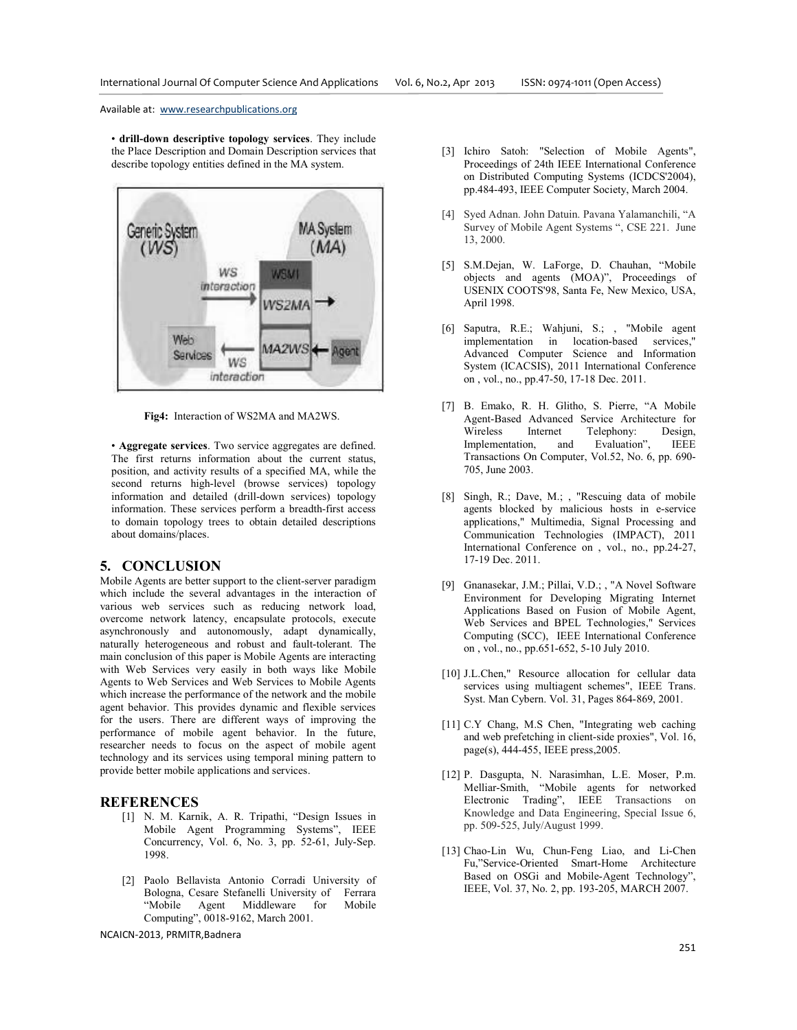• **drill-down descriptive topology services**. They include the Place Description and Domain Description services that describe topology entities defined in the MA system.

Generic System (WS)

MA System (MA)

WS interaction

WSMI

WS2MA

Web Services

MA2WS

Agent

WS interaction

**Fig4:** Interaction of WS2MA and MA2WS.

• **Aggregate services**. Two service aggregates are defined. The first returns information about the current status, position, and activity results of a specified MA, while the second returns high-level (browse services) topology information and detailed (drill-down services) topology information. These services perform a breadth-first access to domain topology trees to obtain detailed descriptions about domains/places.

## 5. CONCLUSION

Mobile Agents are better support to the client-server paradigm which include the several advantages in the interaction of various web services such as reducing network load, overcome network latency, encapsulate protocols, execute asynchronously and autonomously, adapt dynamically, naturally heterogeneous and robust and fault-tolerant. The main conclusion of this paper is Mobile Agents are interacting with Web Services very easily in both ways like Mobile Agents to Web Services and Web Services to Mobile Agents which increase the performance of the network and the mobile agent behavior. This provides dynamic and flexible services for the users. There are different ways of improving the performance of mobile agent behavior. In the future, researcher needs to focus on the aspect of mobile agent technology and its services using temporal mining pattern to provide better mobile applications and services.

## REFERENCES

[1] N. M. Karnik, A. R. Tripathi, "Design Issues in Mobile Agent Programming Systems", IEEE Concurrency, Vol. 6, No. 3, pp. 52-61, July-Sep. 1998.

[2] Paolo Bellavista Antonio Corradi University of Bologna, Cesare Stefanelli University of Ferrara "Mobile Agent Middleware for Mobile Computing", 0018-9162, March 2001.

[3] Ichiro Satoh: "Selection of Mobile Agents", Proceedings of 24th IEEE International Conference on Distributed Computing Systems (ICDCS'2004), pp.484-493, IEEE Computer Society, March 2004.

[4] Syed Adnan. John Datuin. Pavana Yalamanchili, "A Survey of Mobile Agent Systems ", CSE 221. June 13, 2000.

[5] S.M.Dejan, W. LaForge, D. Chauhan, "Mobile objects and agents (MOA)", Proceedings of USENIX COOTS'98, Santa Fe, New Mexico, USA, April 1998.

[6] Saputra, R.E.; Wahjuni, S.; , "Mobile agent implementation in location-based services," Advanced Computer Science and Information System (ICACSIS), 2011 International Conference on , vol., no., pp.47-50, 17-18 Dec. 2011.

[7] B. Emako, R. H. Glitho, S. Pierre, "A Mobile Agent-Based Advanced Service Architecture for Wireless Internet Telephony: Design, Implementation, and Evaluation", IEEE Transactions On Computer, Vol.52, No. 6, pp. 690-705, June 2003.

[8] Singh, R.; Dave, M.; , "Rescuing data of mobile agents blocked by malicious hosts in e-service applications," Multimedia, Signal Processing and Communication Technologies (IMPACT), 2011 International Conference on , vol., no., pp.24-27, 17-19 Dec. 2011.

[9] Gnanasekar, J.M.; Pillai, V.D.; , "A Novel Software Environment for Developing Migrating Internet Applications Based on Fusion of Mobile Agent, Web Services and BPEL Technologies," Services Computing (SCC), IEEE International Conference on , vol., no., pp.651-652, 5-10 July 2010.

[10] J.L.Chen," Resource allocation for cellular data services using multiagent schemes", IEEE Trans. Syst. Man Cybern. Vol. 31, Pages 864-869, 2001.

[11] C.Y Chang, M.S Chen, "Integrating web caching and web prefetching in client-side proxies", Vol. 16, page(s), 444-455, IEEE press,2005.

[12] P. Dasgupta, N. Narasimhan, L.E. Moser, P.m. Melliar-Smith, "Mobile agents for networked Electronic Trading", IEEE Transactions on Knowledge and Data Engineering, Special Issue 6, pp. 509-525, July/August 1999.

[13] Chao-Lin Wu, Chun-Feng Liao, and Li-Chen Fu,"Service-Oriented Smart-Home Architecture Based on OSGi and Mobile-Agent Technology", IEEE, Vol. 37, No. 2, pp. 193-205, MARCH 2007.